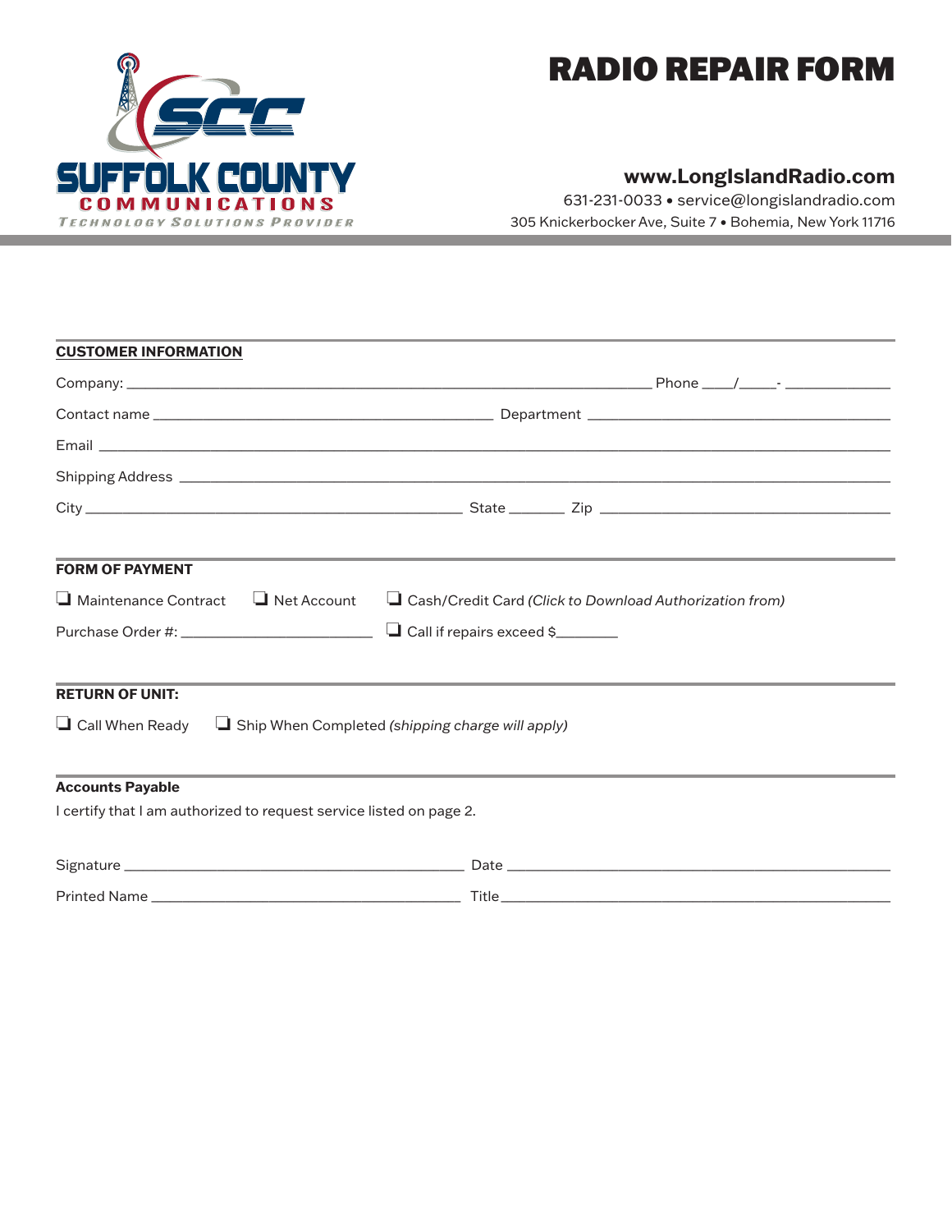SUFFOLK COUNTY COMMUNICATIONS
TECHNOLOGY SOLUTIONS PROVIDER

# RADIO REPAIR FORM

**www.LongIslandRadio.com**
631-231-0033 • service@longislandradio.com
305 Knickerbocker Ave, Suite 7 • Bohemia, New York 11716

## CUSTOMER INFORMATION

Company: ______________________________ Phone ____/_____- ____________

Contact name ______________________________ Department ______________________________

Email ____________________________________________________________

Shipping Address ____________________________________________________________

City ______________________________ State _______ Zip ______________________________

## FORM OF PAYMENT

❑ Maintenance Contract ❑ Net Account ❑ Cash/Credit Card *(Click to Download Authorization from)*

Purchase Order #: ____________________ ❑ Call if repairs exceed $________

## RETURN OF UNIT:

❑ Call When Ready ❑ Ship When Completed *(shipping charge will apply)*

## Accounts Payable

I certify that I am authorized to request service listed on page 2.

Signature ______________________________ Date ______________________________

Printed Name ______________________________ Title ______________________________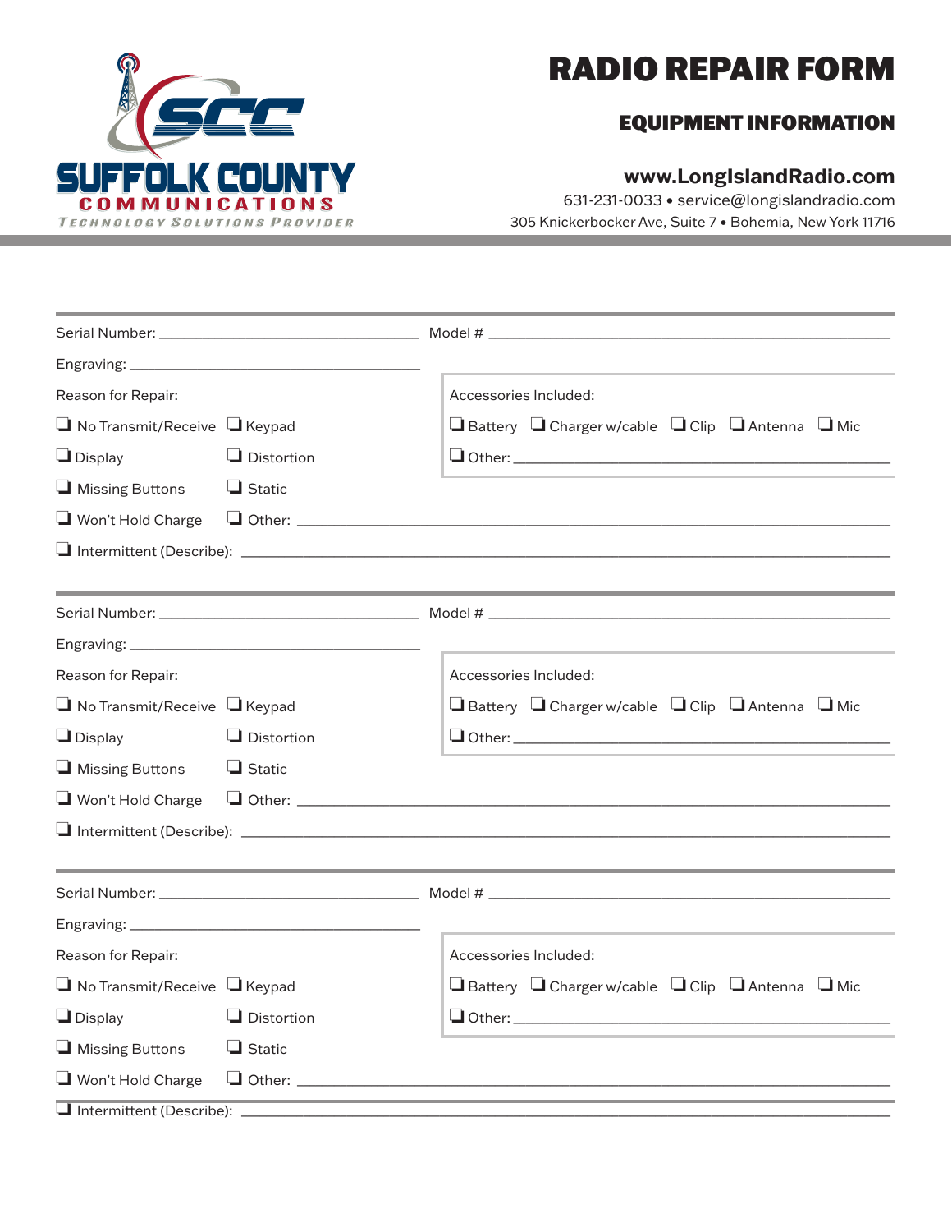**SUFFOLK COUNTY COMMUNICATIONS**
TECHNOLOGY SOLUTIONS PROVIDER

# RADIO REPAIR FORM

## EQUIPMENT INFORMATION

**www.LongIslandRadio.com**
631-231-0033 • service@longislandradio.com
305 Knickerbocker Ave, Suite 7 • Bohemia, New York 11716

---

Serial Number: ______________________________ Model # ______________________________

Engraving: ______________________________

Reason for Repair:

- ❑ No Transmit/Receive ❑ Keypad
- ❑ Display ❑ Distortion
- ❑ Missing Buttons ❑ Static
- ❑ Won't Hold Charge ❑ Other: ______________________________
- ❑ Intermittent (Describe): ______________________________

Accessories Included:

❑ Battery ❑ Charger w/cable ❑ Clip ❑ Antenna ❑ Mic

❑ Other: ______________________________

---

Serial Number: ______________________________ Model # ______________________________

Engraving: ______________________________

Reason for Repair:

- ❑ No Transmit/Receive ❑ Keypad
- ❑ Display ❑ Distortion
- ❑ Missing Buttons ❑ Static
- ❑ Won't Hold Charge ❑ Other: ______________________________
- ❑ Intermittent (Describe): ______________________________

Accessories Included:

❑ Battery ❑ Charger w/cable ❑ Clip ❑ Antenna ❑ Mic

❑ Other: ______________________________

---

Serial Number: ______________________________ Model # ______________________________

Engraving: ______________________________

Reason for Repair:

- ❑ No Transmit/Receive ❑ Keypad
- ❑ Display ❑ Distortion
- ❑ Missing Buttons ❑ Static
- ❑ Won't Hold Charge ❑ Other: ______________________________
- ❑ Intermittent (Describe): ______________________________

Accessories Included:

❑ Battery ❑ Charger w/cable ❑ Clip ❑ Antenna ❑ Mic

❑ Other: ______________________________